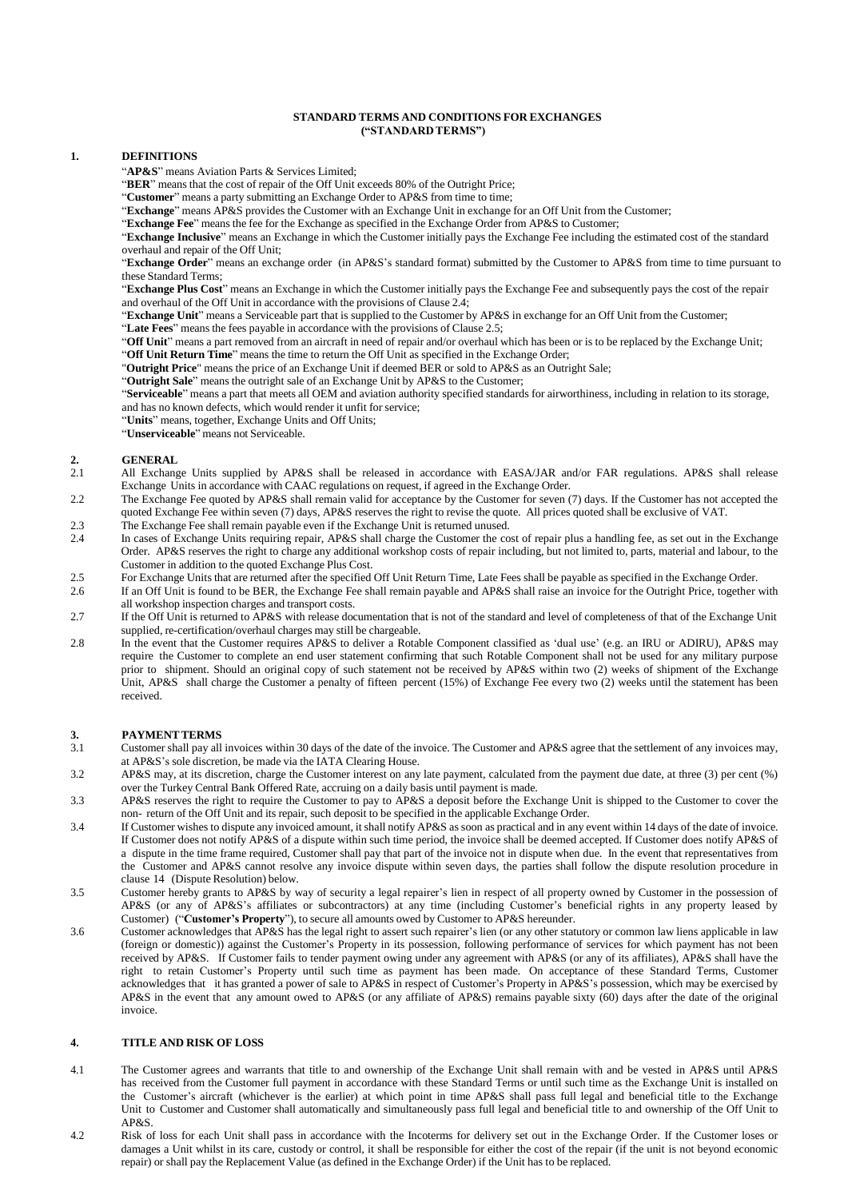# STANDARD TERMS AND CONDITIONS FOR EXCHANGES ("STANDARD TERMS")

## 1. DEFINITIONS

"**AP&S**" means Aviation Parts & Services Limited;

"**BER**" means that the cost of repair of the Off Unit exceeds 80% of the Outright Price;

"**Customer**" means a party submitting an Exchange Order to AP&S from time to time;

"**Exchange**" means AP&S provides the Customer with an Exchange Unit in exchange for an Off Unit from the Customer;

"**Exchange Fee**" means the fee for the Exchange as specified in the Exchange Order from AP&S to Customer;

"**Exchange Inclusive**" means an Exchange in which the Customer initially pays the Exchange Fee including the estimated cost of the standard overhaul and repair of the Off Unit;

"**Exchange Order**" means an exchange order (in AP&S's standard format) submitted by the Customer to AP&S from time to time pursuant to these Standard Terms;

"**Exchange Plus Cost**" means an Exchange in which the Customer initially pays the Exchange Fee and subsequently pays the cost of the repair and overhaul of the Off Unit in accordance with the provisions of Clause 2.4;

"**Exchange Unit**" means a Serviceable part that is supplied to the Customer by AP&S in exchange for an Off Unit from the Customer;

"**Late Fees**" means the fees payable in accordance with the provisions of Clause 2.5;

"**Off Unit**" means a part removed from an aircraft in need of repair and/or overhaul which has been or is to be replaced by the Exchange Unit;

"**Off Unit Return Time**" means the time to return the Off Unit as specified in the Exchange Order;

"**Outright Price**" means the price of an Exchange Unit if deemed BER or sold to AP&S as an Outright Sale;

"**Outright Sale**" means the outright sale of an Exchange Unit by AP&S to the Customer;

"**Serviceable**" means a part that meets all OEM and aviation authority specified standards for airworthiness, including in relation to its storage, and has no known defects, which would render it unfit for service;

"**Units**" means, together, Exchange Units and Off Units;

"**Unserviceable**" means not Serviceable.

## 2. GENERAL

2.1 All Exchange Units supplied by AP&S shall be released in accordance with EASA/JAR and/or FAR regulations. AP&S shall release Exchange Units in accordance with CAAC regulations on request, if agreed in the Exchange Order.

2.2 The Exchange Fee quoted by AP&S shall remain valid for acceptance by the Customer for seven (7) days. If the Customer has not accepted the quoted Exchange Fee within seven (7) days, AP&S reserves the right to revise the quote. All prices quoted shall be exclusive of VAT.

2.3 The Exchange Fee shall remain payable even if the Exchange Unit is returned unused.

2.4 In cases of Exchange Units requiring repair, AP&S shall charge the Customer the cost of repair plus a handling fee, as set out in the Exchange Order. AP&S reserves the right to charge any additional workshop costs of repair including, but not limited to, parts, material and labour, to the Customer in addition to the quoted Exchange Plus Cost.

2.5 For Exchange Units that are returned after the specified Off Unit Return Time, Late Fees shall be payable as specified in the Exchange Order.

2.6 If an Off Unit is found to be BER, the Exchange Fee shall remain payable and AP&S shall raise an invoice for the Outright Price, together with all workshop inspection charges and transport costs.

2.7 If the Off Unit is returned to AP&S with release documentation that is not of the standard and level of completeness of that of the Exchange Unit supplied, re-certification/overhaul charges may still be chargeable.

2.8 In the event that the Customer requires AP&S to deliver a Rotable Component classified as 'dual use' (e.g. an IRU or ADIRU), AP&S may require the Customer to complete an end user statement confirming that such Rotable Component shall not be used for any military purpose prior to shipment. Should an original copy of such statement not be received by AP&S within two (2) weeks of shipment of the Exchange Unit, AP&S shall charge the Customer a penalty of fifteen percent (15%) of Exchange Fee every two (2) weeks until the statement has been received.

## 3. PAYMENT TERMS

3.1 Customer shall pay all invoices within 30 days of the date of the invoice. The Customer and AP&S agree that the settlement of any invoices may, at AP&S's sole discretion, be made via the IATA Clearing House.

3.2 AP&S may, at its discretion, charge the Customer interest on any late payment, calculated from the payment due date, at three (3) per cent (%) over the Turkey Central Bank Offered Rate, accruing on a daily basis until payment is made.

3.3 AP&S reserves the right to require the Customer to pay to AP&S a deposit before the Exchange Unit is shipped to the Customer to cover the non- return of the Off Unit and its repair, such deposit to be specified in the applicable Exchange Order.

3.4 If Customer wishes to dispute any invoiced amount, it shall notify AP&S as soon as practical and in any event within 14 days of the date of invoice. If Customer does not notify AP&S of a dispute within such time period, the invoice shall be deemed accepted. If Customer does notify AP&S of a dispute in the time frame required, Customer shall pay that part of the invoice not in dispute when due. In the event that representatives from the Customer and AP&S cannot resolve any invoice dispute within seven days, the parties shall follow the dispute resolution procedure in clause 14 (Dispute Resolution) below.

3.5 Customer hereby grants to AP&S by way of security a legal repairer's lien in respect of all property owned by Customer in the possession of AP&S (or any of AP&S's affiliates or subcontractors) at any time (including Customer's beneficial rights in any property leased by Customer) ("**Customer's Property**"), to secure all amounts owed by Customer to AP&S hereunder.

3.6 Customer acknowledges that AP&S has the legal right to assert such repairer's lien (or any other statutory or common law liens applicable in law (foreign or domestic)) against the Customer's Property in its possession, following performance of services for which payment has not been received by AP&S. If Customer fails to tender payment owing under any agreement with AP&S (or any of its affiliates), AP&S shall have the right to retain Customer's Property until such time as payment has been made. On acceptance of these Standard Terms, Customer acknowledges that it has granted a power of sale to AP&S in respect of Customer's Property in AP&S's possession, which may be exercised by AP&S in the event that any amount owed to AP&S (or any affiliate of AP&S) remains payable sixty (60) days after the date of the original invoice.

## 4. TITLE AND RISK OF LOSS

4.1 The Customer agrees and warrants that title to and ownership of the Exchange Unit shall remain with and be vested in AP&S until AP&S has received from the Customer full payment in accordance with these Standard Terms or until such time as the Exchange Unit is installed on the Customer's aircraft (whichever is the earlier) at which point in time AP&S shall pass full legal and beneficial title to the Exchange Unit to Customer and Customer shall automatically and simultaneously pass full legal and beneficial title to and ownership of the Off Unit to AP&S.

4.2 Risk of loss for each Unit shall pass in accordance with the Incoterms for delivery set out in the Exchange Order. If the Customer loses or damages a Unit whilst in its care, custody or control, it shall be responsible for either the cost of the repair (if the unit is not beyond economic repair) or shall pay the Replacement Value (as defined in the Exchange Order) if the Unit has to be replaced.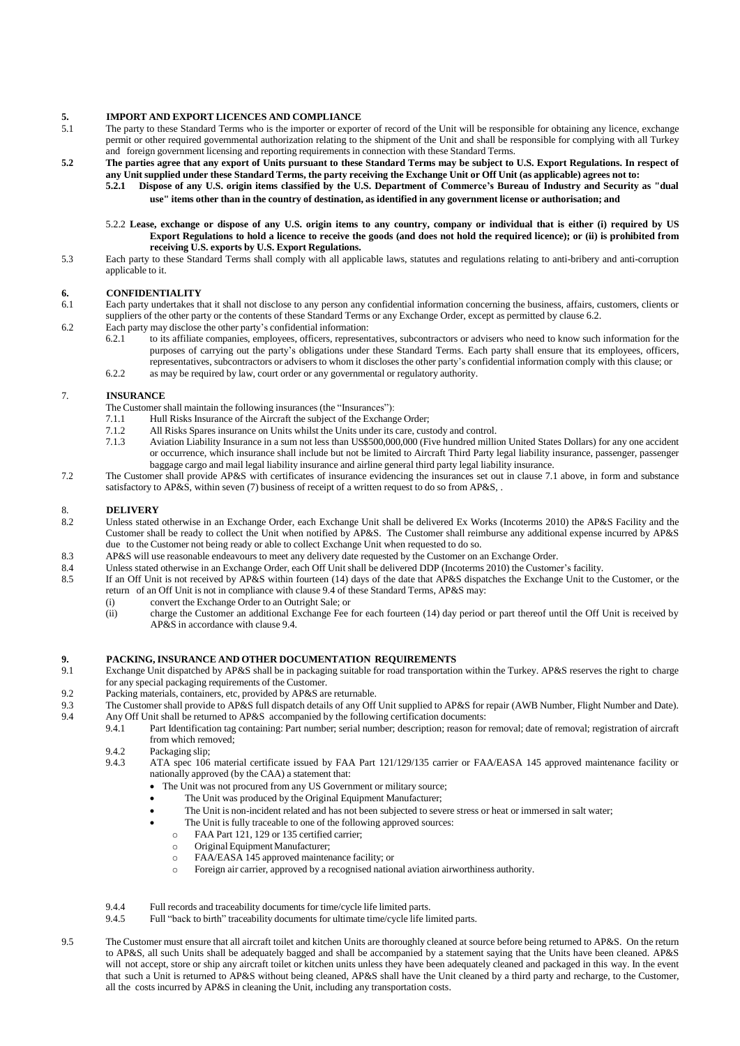## 5. IMPORT AND EXPORT LICENCES AND COMPLIANCE

5.1 The party to these Standard Terms who is the importer or exporter of record of the Unit will be responsible for obtaining any licence, exchange permit or other required governmental authorization relating to the shipment of the Unit and shall be responsible for complying with all Turkey and foreign government licensing and reporting requirements in connection with these Standard Terms.

**5.2 The parties agree that any export of Units pursuant to these Standard Terms may be subject to U.S. Export Regulations. In respect of any Unit supplied under these Standard Terms, the party receiving the Exchange Unit or Off Unit (as applicable) agrees not to:**

**5.2.1 Dispose of any U.S. origin items classified by the U.S. Department of Commerce's Bureau of Industry and Security as "dual use" items other than in the country of destination, as identified in any government license or authorisation; and**

5.2.2 **Lease, exchange or dispose of any U.S. origin items to any country, company or individual that is either (i) required by US Export Regulations to hold a licence to receive the goods (and does not hold the required licence); or (ii) is prohibited from receiving U.S. exports by U.S. Export Regulations.**

5.3 Each party to these Standard Terms shall comply with all applicable laws, statutes and regulations relating to anti-bribery and anti-corruption applicable to it.

## 6. CONFIDENTIALITY

6.1 Each party undertakes that it shall not disclose to any person any confidential information concerning the business, affairs, customers, clients or suppliers of the other party or the contents of these Standard Terms or any Exchange Order, except as permitted by clause 6.2.

6.2 Each party may disclose the other party's confidential information:

6.2.1 to its affiliate companies, employees, officers, representatives, subcontractors or advisers who need to know such information for the purposes of carrying out the party's obligations under these Standard Terms. Each party shall ensure that its employees, officers, representatives, subcontractors or advisers to whom it discloses the other party's confidential information comply with this clause; or

6.2.2 as may be required by law, court order or any governmental or regulatory authority.

## 7. INSURANCE

The Customer shall maintain the following insurances (the "Insurances"):

7.1.1 Hull Risks Insurance of the Aircraft the subject of the Exchange Order;

7.1.2 All Risks Spares insurance on Units whilst the Units under its care, custody and control.

7.1.3 Aviation Liability Insurance in a sum not less than US$500,000,000 (Five hundred million United States Dollars) for any one accident or occurrence, which insurance shall include but not be limited to Aircraft Third Party legal liability insurance, passenger, passenger baggage cargo and mail legal liability insurance and airline general third party legal liability insurance.

7.2 The Customer shall provide AP&S with certificates of insurance evidencing the insurances set out in clause 7.1 above, in form and substance satisfactory to AP&S, within seven (7) business of receipt of a written request to do so from AP&S, .

## 8. DELIVERY

8.2 Unless stated otherwise in an Exchange Order, each Exchange Unit shall be delivered Ex Works (Incoterms 2010) the AP&S Facility and the Customer shall be ready to collect the Unit when notified by AP&S. The Customer shall reimburse any additional expense incurred by AP&S due to the Customer not being ready or able to collect Exchange Unit when requested to do so.

8.3 AP&S will use reasonable endeavours to meet any delivery date requested by the Customer on an Exchange Order.

8.4 Unless stated otherwise in an Exchange Order, each Off Unit shall be delivered DDP (Incoterms 2010) the Customer's facility.

8.5 If an Off Unit is not received by AP&S within fourteen (14) days of the date that AP&S dispatches the Exchange Unit to the Customer, or the return of an Off Unit is not in compliance with clause 9.4 of these Standard Terms, AP&S may:

(i) convert the Exchange Order to an Outright Sale; or

(ii) charge the Customer an additional Exchange Fee for each fourteen (14) day period or part thereof until the Off Unit is received by AP&S in accordance with clause 9.4.

## 9. PACKING, INSURANCE AND OTHER DOCUMENTATION REQUIREMENTS

9.1 Exchange Unit dispatched by AP&S shall be in packaging suitable for road transportation within the Turkey. AP&S reserves the right to charge for any special packaging requirements of the Customer.

9.2 Packing materials, containers, etc, provided by AP&S are returnable.

9.3 The Customer shall provide to AP&S full dispatch details of any Off Unit supplied to AP&S for repair (AWB Number, Flight Number and Date).

9.4 Any Off Unit shall be returned to AP&S accompanied by the following certification documents:

9.4.1 Part Identification tag containing: Part number; serial number; description; reason for removal; date of removal; registration of aircraft from which removed;

9.4.2 Packaging slip;

9.4.3 ATA spec 106 material certificate issued by FAA Part 121/129/135 carrier or FAA/EASA 145 approved maintenance facility or nationally approved (by the CAA) a statement that:

- The Unit was not procured from any US Government or military source;
- The Unit was produced by the Original Equipment Manufacturer;
- The Unit is non-incident related and has not been subjected to severe stress or heat or immersed in salt water;
- The Unit is fully traceable to one of the following approved sources:
  - FAA Part 121, 129 or 135 certified carrier;
  - Original Equipment Manufacturer;
  - FAA/EASA 145 approved maintenance facility; or
  - Foreign air carrier, approved by a recognised national aviation airworthiness authority.

9.4.4 Full records and traceability documents for time/cycle life limited parts.

9.4.5 Full "back to birth" traceability documents for ultimate time/cycle life limited parts.

9.5 The Customer must ensure that all aircraft toilet and kitchen Units are thoroughly cleaned at source before being returned to AP&S. On the return to AP&S, all such Units shall be adequately bagged and shall be accompanied by a statement saying that the Units have been cleaned. AP&S will not accept, store or ship any aircraft toilet or kitchen units unless they have been adequately cleaned and packaged in this way. In the event that such a Unit is returned to AP&S without being cleaned, AP&S shall have the Unit cleaned by a third party and recharge, to the Customer, all the costs incurred by AP&S in cleaning the Unit, including any transportation costs.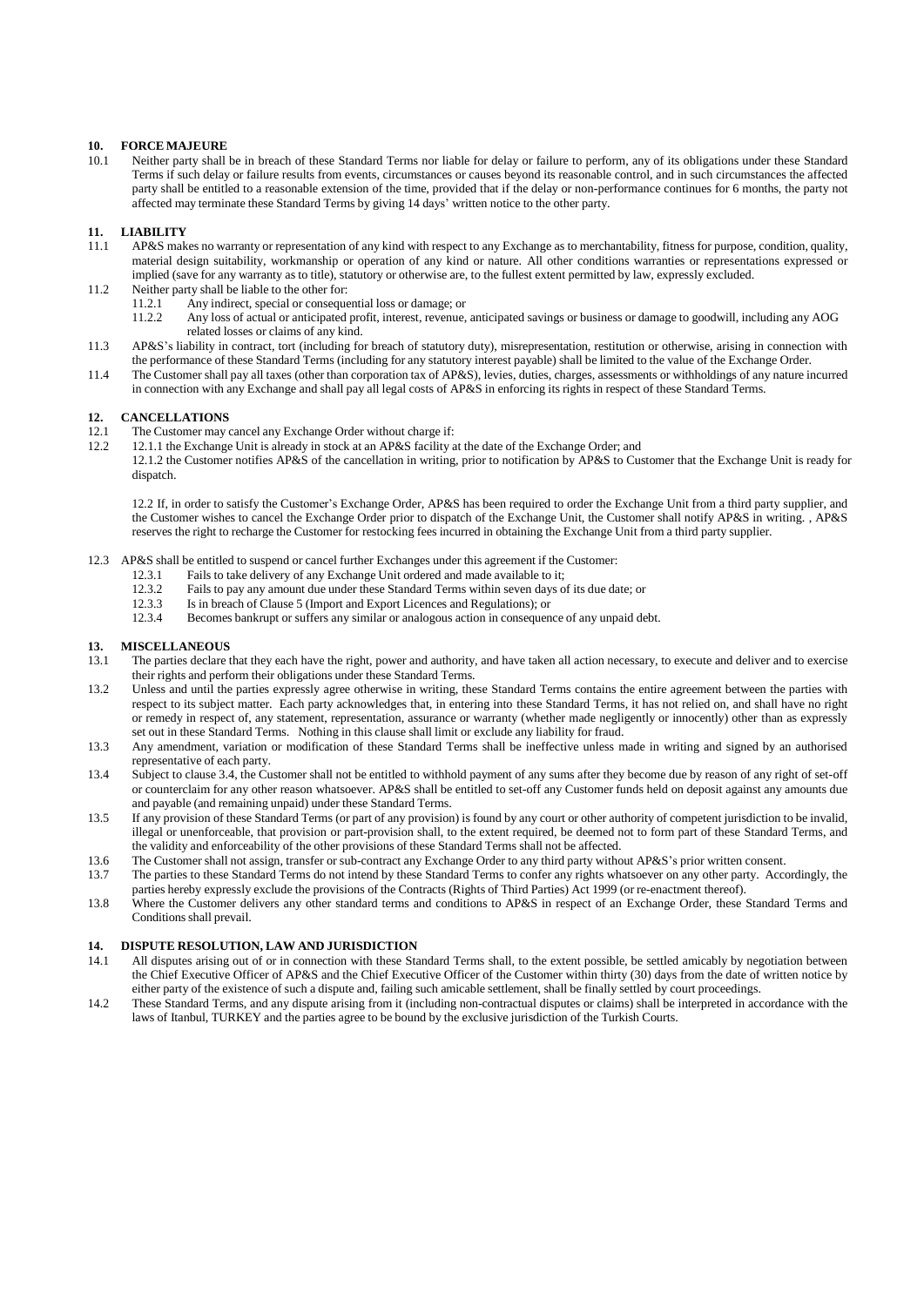## 10. FORCE MAJEURE

10.1 Neither party shall be in breach of these Standard Terms nor liable for delay or failure to perform, any of its obligations under these Standard Terms if such delay or failure results from events, circumstances or causes beyond its reasonable control, and in such circumstances the affected party shall be entitled to a reasonable extension of the time, provided that if the delay or non-performance continues for 6 months, the party not affected may terminate these Standard Terms by giving 14 days' written notice to the other party.

## 11. LIABILITY

11.1 AP&S makes no warranty or representation of any kind with respect to any Exchange as to merchantability, fitness for purpose, condition, quality, material design suitability, workmanship or operation of any kind or nature. All other conditions warranties or representations expressed or implied (save for any warranty as to title), statutory or otherwise are, to the fullest extent permitted by law, expressly excluded.

11.2 Neither party shall be liable to the other for:

- 11.2.1 Any indirect, special or consequential loss or damage; or
- 11.2.2 Any loss of actual or anticipated profit, interest, revenue, anticipated savings or business or damage to goodwill, including any AOG related losses or claims of any kind.

11.3 AP&S's liability in contract, tort (including for breach of statutory duty), misrepresentation, restitution or otherwise, arising in connection with the performance of these Standard Terms (including for any statutory interest payable) shall be limited to the value of the Exchange Order.

11.4 The Customer shall pay all taxes (other than corporation tax of AP&S), levies, duties, charges, assessments or withholdings of any nature incurred in connection with any Exchange and shall pay all legal costs of AP&S in enforcing its rights in respect of these Standard Terms.

## 12. CANCELLATIONS

12.1 The Customer may cancel any Exchange Order without charge if:

12.2 12.1.1 the Exchange Unit is already in stock at an AP&S facility at the date of the Exchange Order; and

12.1.2 the Customer notifies AP&S of the cancellation in writing, prior to notification by AP&S to Customer that the Exchange Unit is ready for dispatch.

12.2 If, in order to satisfy the Customer's Exchange Order, AP&S has been required to order the Exchange Unit from a third party supplier, and the Customer wishes to cancel the Exchange Order prior to dispatch of the Exchange Unit, the Customer shall notify AP&S in writing. , AP&S reserves the right to recharge the Customer for restocking fees incurred in obtaining the Exchange Unit from a third party supplier.

12.3 AP&S shall be entitled to suspend or cancel further Exchanges under this agreement if the Customer:

- 12.3.1 Fails to take delivery of any Exchange Unit ordered and made available to it;
- 12.3.2 Fails to pay any amount due under these Standard Terms within seven days of its due date; or
- 12.3.3 Is in breach of Clause 5 (Import and Export Licences and Regulations); or
- 12.3.4 Becomes bankrupt or suffers any similar or analogous action in consequence of any unpaid debt.

## 13. MISCELLANEOUS

13.1 The parties declare that they each have the right, power and authority, and have taken all action necessary, to execute and deliver and to exercise their rights and perform their obligations under these Standard Terms.

13.2 Unless and until the parties expressly agree otherwise in writing, these Standard Terms contains the entire agreement between the parties with respect to its subject matter. Each party acknowledges that, in entering into these Standard Terms, it has not relied on, and shall have no right or remedy in respect of, any statement, representation, assurance or warranty (whether made negligently or innocently) other than as expressly set out in these Standard Terms. Nothing in this clause shall limit or exclude any liability for fraud.

13.3 Any amendment, variation or modification of these Standard Terms shall be ineffective unless made in writing and signed by an authorised representative of each party.

13.4 Subject to clause 3.4, the Customer shall not be entitled to withhold payment of any sums after they become due by reason of any right of set-off or counterclaim for any other reason whatsoever. AP&S shall be entitled to set-off any Customer funds held on deposit against any amounts due and payable (and remaining unpaid) under these Standard Terms.

13.5 If any provision of these Standard Terms (or part of any provision) is found by any court or other authority of competent jurisdiction to be invalid, illegal or unenforceable, that provision or part-provision shall, to the extent required, be deemed not to form part of these Standard Terms, and the validity and enforceability of the other provisions of these Standard Terms shall not be affected.

13.6 The Customer shall not assign, transfer or sub-contract any Exchange Order to any third party without AP&S's prior written consent.

13.7 The parties to these Standard Terms do not intend by these Standard Terms to confer any rights whatsoever on any other party. Accordingly, the parties hereby expressly exclude the provisions of the Contracts (Rights of Third Parties) Act 1999 (or re-enactment thereof).

13.8 Where the Customer delivers any other standard terms and conditions to AP&S in respect of an Exchange Order, these Standard Terms and Conditions shall prevail.

## 14. DISPUTE RESOLUTION, LAW AND JURISDICTION

14.1 All disputes arising out of or in connection with these Standard Terms shall, to the extent possible, be settled amicably by negotiation between the Chief Executive Officer of AP&S and the Chief Executive Officer of the Customer within thirty (30) days from the date of written notice by either party of the existence of such a dispute and, failing such amicable settlement, shall be finally settled by court proceedings.

14.2 These Standard Terms, and any dispute arising from it (including non-contractual disputes or claims) shall be interpreted in accordance with the laws of Itanbul, TURKEY and the parties agree to be bound by the exclusive jurisdiction of the Turkish Courts.